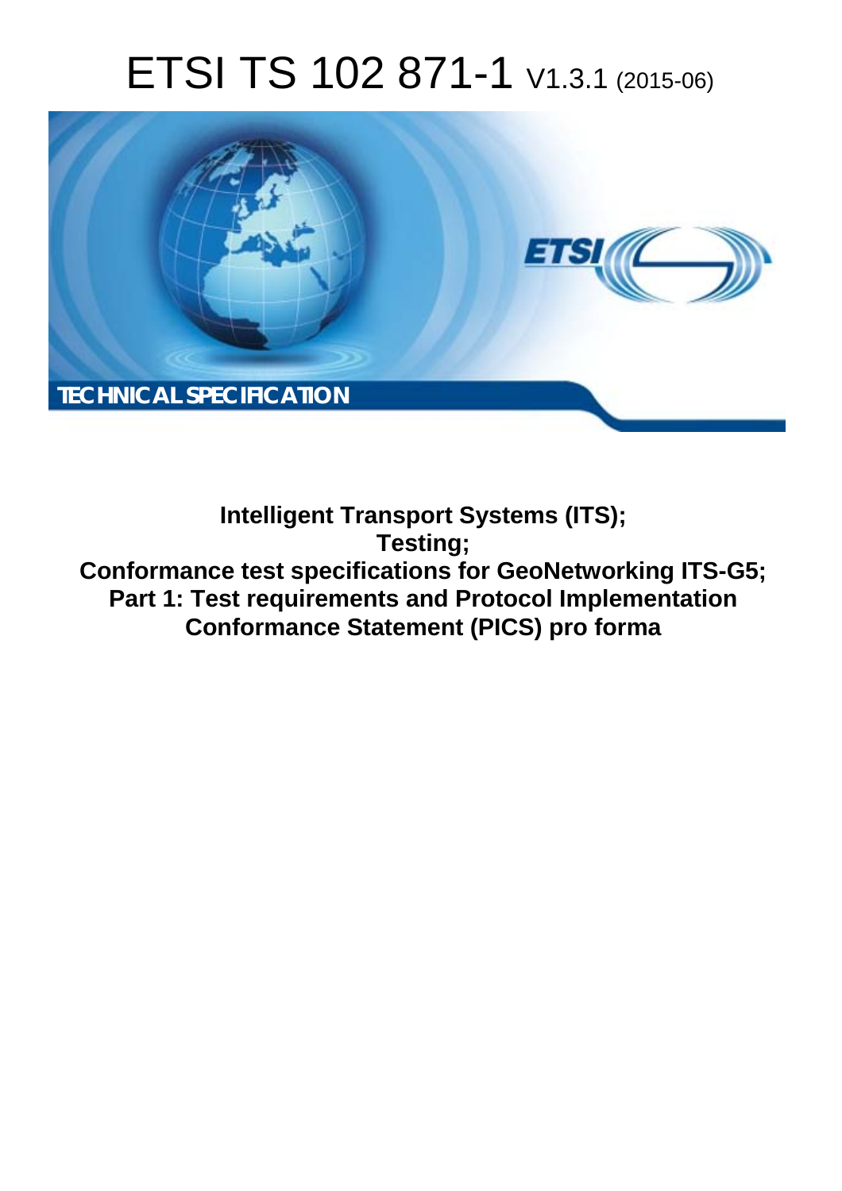# ETSI TS 102 871-1 V1.3.1 (2015-06)

TECHNICAL SPECIFICATION

**Intelligent Transport Systems (ITS);**
**Testing;**
**Conformance test specifications for GeoNetworking ITS-G5;**
**Part 1: Test requirements and Protocol Implementation Conformance Statement (PICS) pro forma**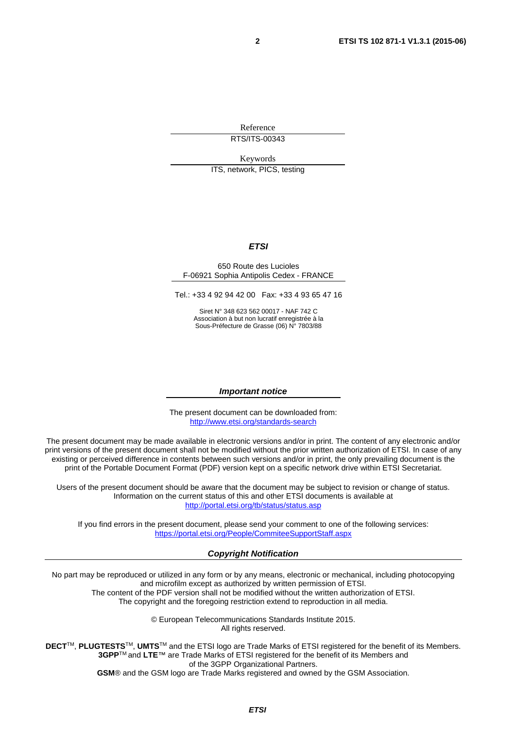Reference

RTS/ITS-00343

Keywords

ITS, network, PICS, testing

***ETSI***

650 Route des Lucioles
F-06921 Sophia Antipolis Cedex - FRANCE

Tel.: +33 4 92 94 42 00 Fax: +33 4 93 65 47 16

Siret N° 348 623 562 00017 - NAF 742 C
Association à but non lucratif enregistrée à la
Sous-Préfecture de Grasse (06) N° 7803/88

***Important notice***

The present document can be downloaded from:
http://www.etsi.org/standards-search

The present document may be made available in electronic versions and/or in print. The content of any electronic and/or print versions of the present document shall not be modified without the prior written authorization of ETSI. In case of any existing or perceived difference in contents between such versions and/or in print, the only prevailing document is the print of the Portable Document Format (PDF) version kept on a specific network drive within ETSI Secretariat.

Users of the present document should be aware that the document may be subject to revision or change of status. Information on the current status of this and other ETSI documents is available at
http://portal.etsi.org/tb/status/status.asp

If you find errors in the present document, please send your comment to one of the following services:
https://portal.etsi.org/People/CommiteeSupportStaff.aspx

***Copyright Notification***

No part may be reproduced or utilized in any form or by any means, electronic or mechanical, including photocopying and microfilm except as authorized by written permission of ETSI.
The content of the PDF version shall not be modified without the written authorization of ETSI.
The copyright and the foregoing restriction extend to reproduction in all media.

© European Telecommunications Standards Institute 2015.
All rights reserved.

**DECT**™, **PLUGTESTS**™, **UMTS**™ and the ETSI logo are Trade Marks of ETSI registered for the benefit of its Members.
**3GPP**™ and **LTE**™ are Trade Marks of ETSI registered for the benefit of its Members and of the 3GPP Organizational Partners.
**GSM**® and the GSM logo are Trade Marks registered and owned by the GSM Association.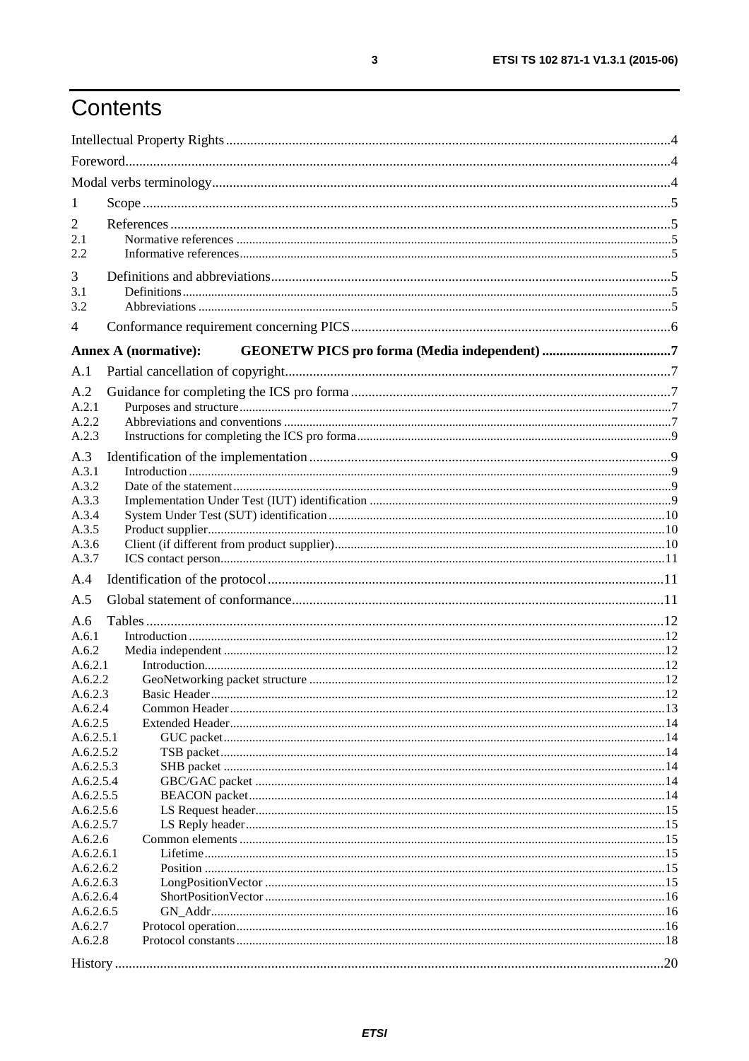# Contents

Intellectual Property Rights ....................................................................................................................4

Foreword....................................................................................................................................................4

Modal verbs terminology..........................................................................................................................4

1 Scope ......................................................................................................................................................5

2 References ..............................................................................................................................................5
- 2.1 Normative references ........................................................................................................................5
- 2.2 Informative references.......................................................................................................................5

3 Definitions and abbreviations.................................................................................................................5
- 3.1 Definitions.........................................................................................................................................5
- 3.2 Abbreviations ....................................................................................................................................5

4 Conformance requirement concerning PICS ..........................................................................................6

**Annex A (normative): GEONETW PICS pro forma (Media independent) ....................................7**

A.1 Partial cancellation of copyright..............................................................................................................7

A.2 Guidance for completing the ICS pro forma ...........................................................................................7
- A.2.1 Purposes and structure......................................................................................................................7
- A.2.2 Abbreviations and conventions .........................................................................................................7
- A.2.3 Instructions for completing the ICS pro forma..................................................................................9

A.3 Identification of the implementation .......................................................................................................9
- A.3.1 Introduction .......................................................................................................................................9
- A.3.2 Date of the statement.........................................................................................................................9
- A.3.3 Implementation Under Test (IUT) identification ..............................................................................9
- A.3.4 System Under Test (SUT) identification .........................................................................................10
- A.3.5 Product supplier...............................................................................................................................10
- A.3.6 Client (if different from product supplier).......................................................................................10
- A.3.7 ICS contact person...........................................................................................................................11

A.4 Identification of the protocol.................................................................................................................11

A.5 Global statement of conformance..........................................................................................................11

A.6 Tables ...................................................................................................................................................12
- A.6.1 Introduction .....................................................................................................................................12
- A.6.2 Media independent .........................................................................................................................12
  - A.6.2.1 Introduction...............................................................................................................................12
  - A.6.2.2 GeoNetworking packet structure ...............................................................................................12
  - A.6.2.3 Basic Header.............................................................................................................................12
  - A.6.2.4 Common Header .......................................................................................................................13
  - A.6.2.5 Extended Header.......................................................................................................................14
    - A.6.2.5.1 GUC packet.........................................................................................................................14
    - A.6.2.5.2 TSB packet..........................................................................................................................14
    - A.6.2.5.3 SHB packet .........................................................................................................................14
    - A.6.2.5.4 GBC/GAC packet ...............................................................................................................14
    - A.6.2.5.5 BEACON packet.................................................................................................................14
    - A.6.2.5.6 LS Request header...............................................................................................................15
    - A.6.2.5.7 LS Reply header..................................................................................................................15
  - A.6.2.6 Common elements ....................................................................................................................15
    - A.6.2.6.1 Lifetime...............................................................................................................................15
    - A.6.2.6.2 Position ...............................................................................................................................15
    - A.6.2.6.3 LongPositionVector ............................................................................................................15
    - A.6.2.6.4 ShortPositionVector ............................................................................................................16
    - A.6.2.6.5 GN_Addr.............................................................................................................................16
  - A.6.2.7 Protocol operation.....................................................................................................................16
  - A.6.2.8 Protocol constants .....................................................................................................................18

History .....................................................................................................................................................20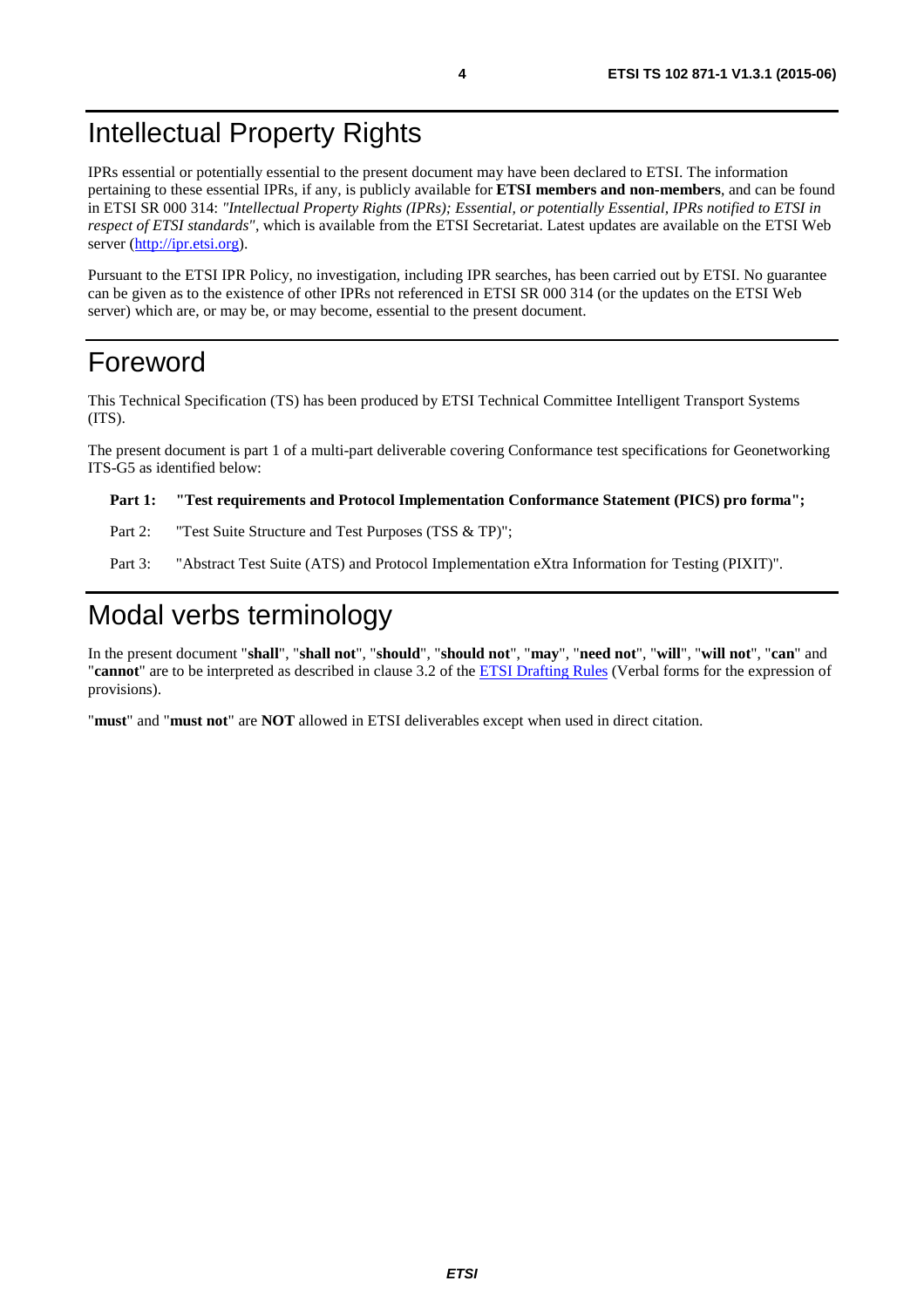# Intellectual Property Rights

IPRs essential or potentially essential to the present document may have been declared to ETSI. The information pertaining to these essential IPRs, if any, is publicly available for **ETSI members and non-members**, and can be found in ETSI SR 000 314: *"Intellectual Property Rights (IPRs); Essential, or potentially Essential, IPRs notified to ETSI in respect of ETSI standards"*, which is available from the ETSI Secretariat. Latest updates are available on the ETSI Web server (http://ipr.etsi.org).

Pursuant to the ETSI IPR Policy, no investigation, including IPR searches, has been carried out by ETSI. No guarantee can be given as to the existence of other IPRs not referenced in ETSI SR 000 314 (or the updates on the ETSI Web server) which are, or may be, or may become, essential to the present document.

# Foreword

This Technical Specification (TS) has been produced by ETSI Technical Committee Intelligent Transport Systems (ITS).

The present document is part 1 of a multi-part deliverable covering Conformance test specifications for Geonetworking ITS-G5 as identified below:

**Part 1: "Test requirements and Protocol Implementation Conformance Statement (PICS) pro forma";**

Part 2: "Test Suite Structure and Test Purposes (TSS & TP)";

Part 3: "Abstract Test Suite (ATS) and Protocol Implementation eXtra Information for Testing (PIXIT)".

# Modal verbs terminology

In the present document "**shall**", "**shall not**", "**should**", "**should not**", "**may**", "**need not**", "**will**", "**will not**", "**can**" and "**cannot**" are to be interpreted as described in clause 3.2 of the ETSI Drafting Rules (Verbal forms for the expression of provisions).

"**must**" and "**must not**" are **NOT** allowed in ETSI deliverables except when used in direct citation.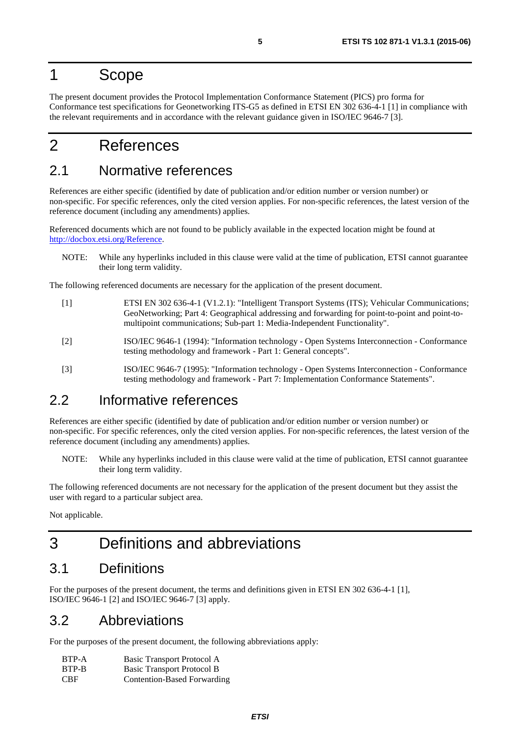# 1 Scope

The present document provides the Protocol Implementation Conformance Statement (PICS) pro forma for Conformance test specifications for Geonetworking ITS-G5 as defined in ETSI EN 302 636-4-1 [1] in compliance with the relevant requirements and in accordance with the relevant guidance given in ISO/IEC 9646-7 [3].

# 2 References

## 2.1 Normative references

References are either specific (identified by date of publication and/or edition number or version number) or non-specific. For specific references, only the cited version applies. For non-specific references, the latest version of the reference document (including any amendments) applies.

Referenced documents which are not found to be publicly available in the expected location might be found at http://docbox.etsi.org/Reference.

NOTE: While any hyperlinks included in this clause were valid at the time of publication, ETSI cannot guarantee their long term validity.

The following referenced documents are necessary for the application of the present document.

[1] ETSI EN 302 636-4-1 (V1.2.1): "Intelligent Transport Systems (ITS); Vehicular Communications; GeoNetworking; Part 4: Geographical addressing and forwarding for point-to-point and point-to-multipoint communications; Sub-part 1: Media-Independent Functionality".

[2] ISO/IEC 9646-1 (1994): "Information technology - Open Systems Interconnection - Conformance testing methodology and framework - Part 1: General concepts".

[3] ISO/IEC 9646-7 (1995): "Information technology - Open Systems Interconnection - Conformance testing methodology and framework - Part 7: Implementation Conformance Statements".

## 2.2 Informative references

References are either specific (identified by date of publication and/or edition number or version number) or non-specific. For specific references, only the cited version applies. For non-specific references, the latest version of the reference document (including any amendments) applies.

NOTE: While any hyperlinks included in this clause were valid at the time of publication, ETSI cannot guarantee their long term validity.

The following referenced documents are not necessary for the application of the present document but they assist the user with regard to a particular subject area.

Not applicable.

# 3 Definitions and abbreviations

## 3.1 Definitions

For the purposes of the present document, the terms and definitions given in ETSI EN 302 636-4-1 [1], ISO/IEC 9646-1 [2] and ISO/IEC 9646-7 [3] apply.

## 3.2 Abbreviations

For the purposes of the present document, the following abbreviations apply:

BTP-A Basic Transport Protocol A
BTP-B Basic Transport Protocol B
CBF Contention-Based Forwarding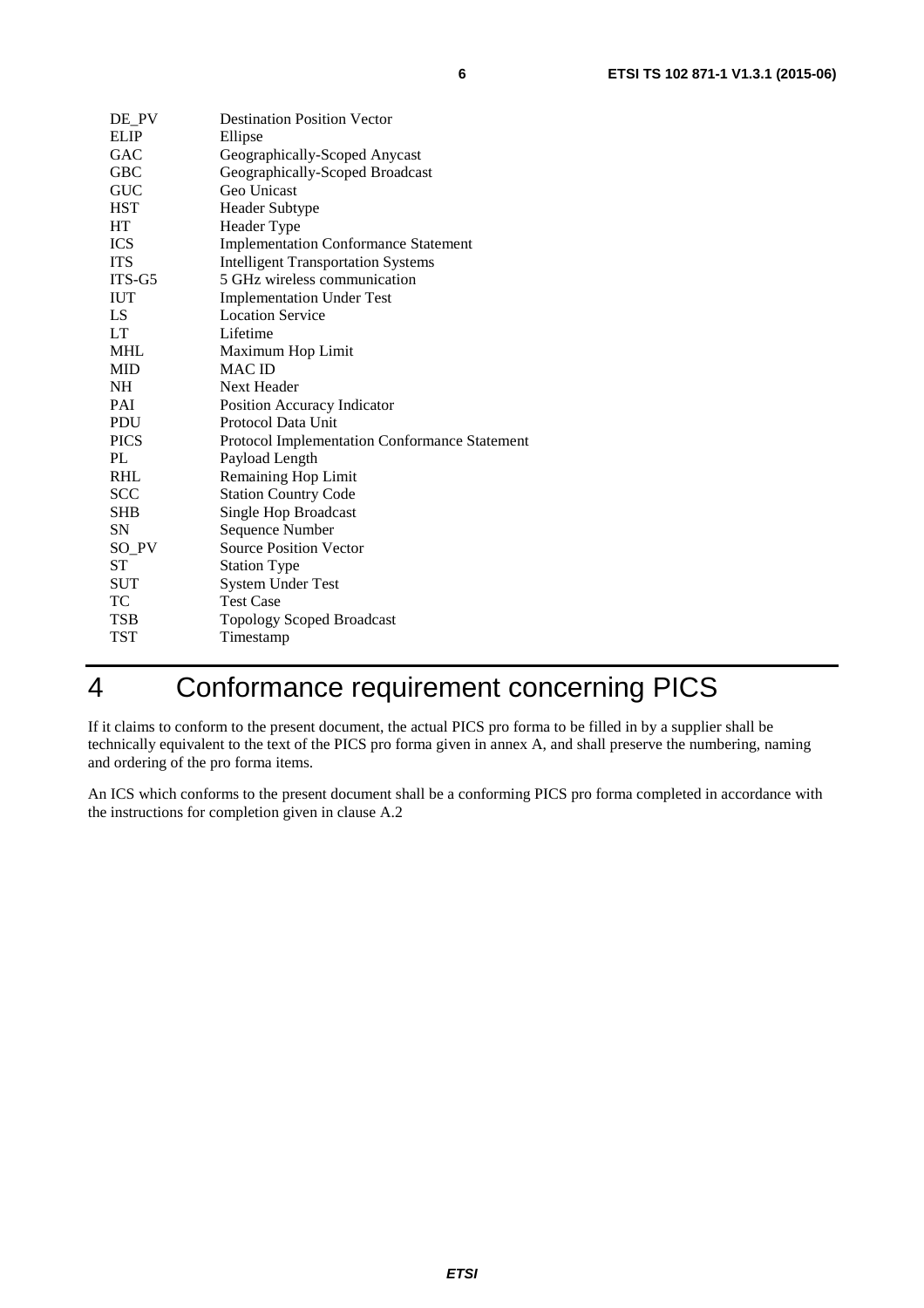DE_PV Destination Position Vector
ELIP Ellipse
GAC Geographically-Scoped Anycast
GBC Geographically-Scoped Broadcast
GUC Geo Unicast
HST Header Subtype
HT Header Type
ICS Implementation Conformance Statement
ITS Intelligent Transportation Systems
ITS-G5 5 GHz wireless communication
IUT Implementation Under Test
LS Location Service
LT Lifetime
MHL Maximum Hop Limit
MID MAC ID
NH Next Header
PAI Position Accuracy Indicator
PDU Protocol Data Unit
PICS Protocol Implementation Conformance Statement
PL Payload Length
RHL Remaining Hop Limit
SCC Station Country Code
SHB Single Hop Broadcast
SN Sequence Number
SO_PV Source Position Vector
ST Station Type
SUT System Under Test
TC Test Case
TSB Topology Scoped Broadcast
TST Timestamp

# 4 Conformance requirement concerning PICS

If it claims to conform to the present document, the actual PICS pro forma to be filled in by a supplier shall be technically equivalent to the text of the PICS pro forma given in annex A, and shall preserve the numbering, naming and ordering of the pro forma items.

An ICS which conforms to the present document shall be a conforming PICS pro forma completed in accordance with the instructions for completion given in clause A.2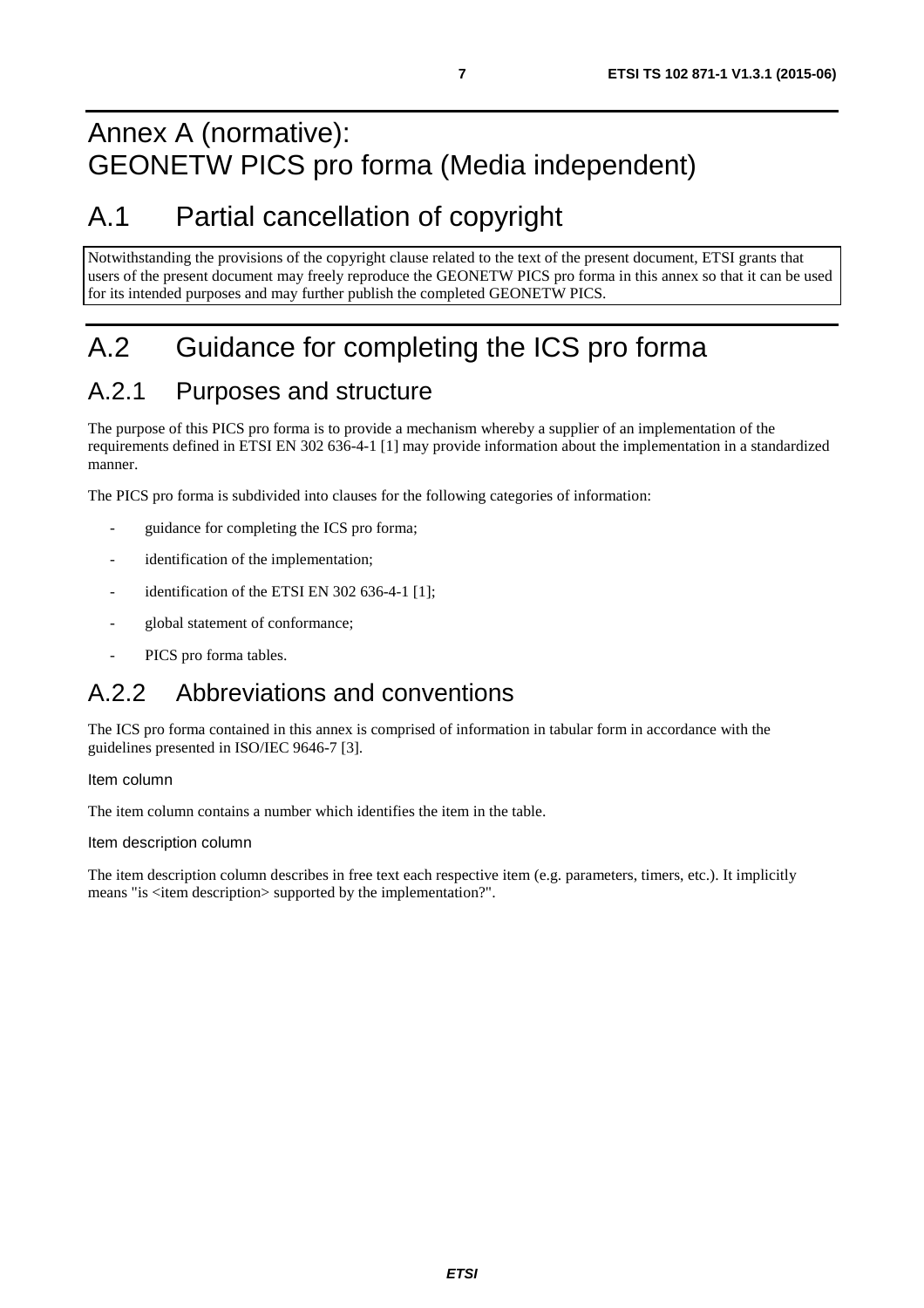# Annex A (normative): GEONETW PICS pro forma (Media independent)

# A.1 Partial cancellation of copyright

Notwithstanding the provisions of the copyright clause related to the text of the present document, ETSI grants that users of the present document may freely reproduce the GEONETW PICS pro forma in this annex so that it can be used for its intended purposes and may further publish the completed GEONETW PICS.

# A.2 Guidance for completing the ICS pro forma

## A.2.1 Purposes and structure

The purpose of this PICS pro forma is to provide a mechanism whereby a supplier of an implementation of the requirements defined in ETSI EN 302 636-4-1 [1] may provide information about the implementation in a standardized manner.

The PICS pro forma is subdivided into clauses for the following categories of information:

- guidance for completing the ICS pro forma;
- identification of the implementation;
- identification of the ETSI EN 302 636-4-1 [1];
- global statement of conformance;
- PICS pro forma tables.

## A.2.2 Abbreviations and conventions

The ICS pro forma contained in this annex is comprised of information in tabular form in accordance with the guidelines presented in ISO/IEC 9646-7 [3].

#### Item column

The item column contains a number which identifies the item in the table.

#### Item description column

The item description column describes in free text each respective item (e.g. parameters, timers, etc.). It implicitly means "is <item description> supported by the implementation?".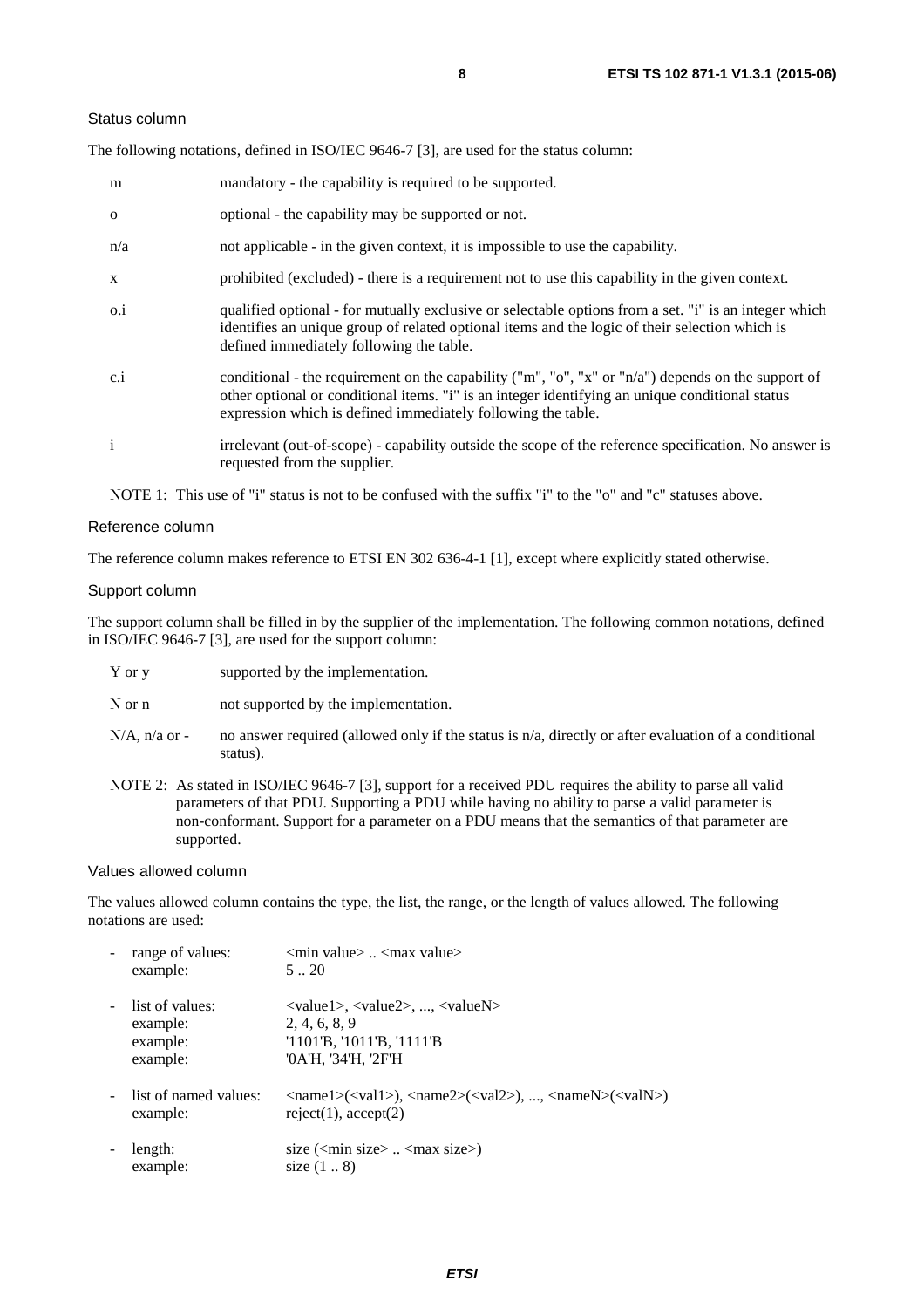#### Status column

The following notations, defined in ISO/IEC 9646-7 [3], are used for the status column:

| | |
|---|---|
| m | mandatory - the capability is required to be supported. |
| o | optional - the capability may be supported or not. |
| n/a | not applicable - in the given context, it is impossible to use the capability. |
| x | prohibited (excluded) - there is a requirement not to use this capability in the given context. |
| o.i | qualified optional - for mutually exclusive or selectable options from a set. "i" is an integer which identifies an unique group of related optional items and the logic of their selection which is defined immediately following the table. |
| c.i | conditional - the requirement on the capability ("m", "o", "x" or "n/a") depends on the support of other optional or conditional items. "i" is an integer identifying an unique conditional status expression which is defined immediately following the table. |
| i | irrelevant (out-of-scope) - capability outside the scope of the reference specification. No answer is requested from the supplier. |

NOTE 1: This use of "i" status is not to be confused with the suffix "i" to the "o" and "c" statuses above.

#### Reference column

The reference column makes reference to ETSI EN 302 636-4-1 [1], except where explicitly stated otherwise.

#### Support column

The support column shall be filled in by the supplier of the implementation. The following common notations, defined in ISO/IEC 9646-7 [3], are used for the support column:

| | |
|---|---|
| Y or y | supported by the implementation. |
| N or n | not supported by the implementation. |
| N/A, n/a or - | no answer required (allowed only if the status is n/a, directly or after evaluation of a conditional status). |

NOTE 2: As stated in ISO/IEC 9646-7 [3], support for a received PDU requires the ability to parse all valid parameters of that PDU. Supporting a PDU while having no ability to parse a valid parameter is non-conformant. Support for a parameter on a PDU means that the semantics of that parameter are supported.

#### Values allowed column

The values allowed column contains the type, the list, the range, or the length of values allowed. The following notations are used:

- range of values: <min value> .. <max value>
  example: 5 .. 20
- list of values: <value1>, <value2>, ..., <valueN>
  example: 2, 4, 6, 8, 9
  example: '1101'B, '1011'B, '1111'B
  example: '0A'H, '34'H, '2F'H
- list of named values: <name1>(<val1>), <name2>(<val2>), ..., <nameN>(<valN>)
  example: reject(1), accept(2)
- length: size (<min size> .. <max size>)
  example: size (1 .. 8)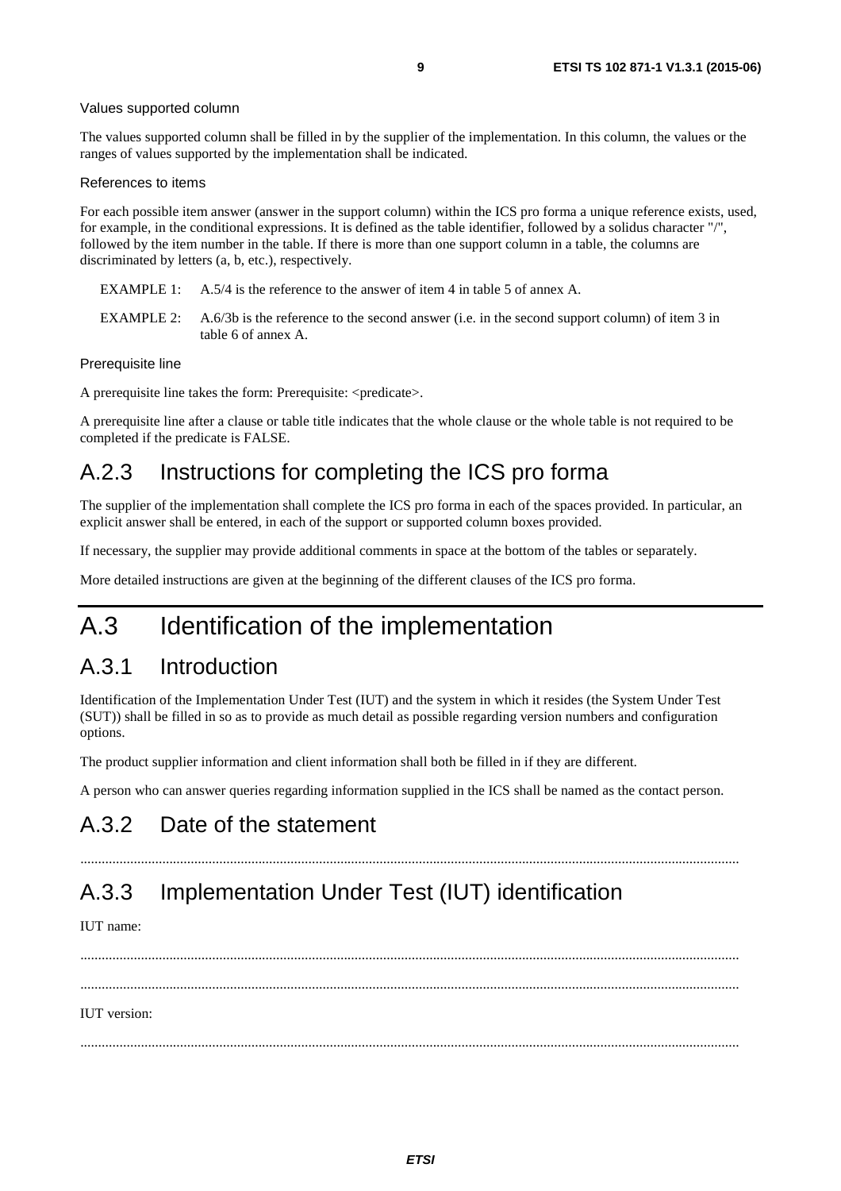Values supported column

The values supported column shall be filled in by the supplier of the implementation. In this column, the values or the ranges of values supported by the implementation shall be indicated.

References to items

For each possible item answer (answer in the support column) within the ICS pro forma a unique reference exists, used, for example, in the conditional expressions. It is defined as the table identifier, followed by a solidus character "/", followed by the item number in the table. If there is more than one support column in a table, the columns are discriminated by letters (a, b, etc.), respectively.

EXAMPLE 1: A.5/4 is the reference to the answer of item 4 in table 5 of annex A.

EXAMPLE 2: A.6/3b is the reference to the second answer (i.e. in the second support column) of item 3 in table 6 of annex A.

Prerequisite line

A prerequisite line takes the form: Prerequisite: <predicate>.

A prerequisite line after a clause or table title indicates that the whole clause or the whole table is not required to be completed if the predicate is FALSE.

## A.2.3 Instructions for completing the ICS pro forma

The supplier of the implementation shall complete the ICS pro forma in each of the spaces provided. In particular, an explicit answer shall be entered, in each of the support or supported column boxes provided.

If necessary, the supplier may provide additional comments in space at the bottom of the tables or separately.

More detailed instructions are given at the beginning of the different clauses of the ICS pro forma.

# A.3 Identification of the implementation

## A.3.1 Introduction

Identification of the Implementation Under Test (IUT) and the system in which it resides (the System Under Test (SUT)) shall be filled in so as to provide as much detail as possible regarding version numbers and configuration options.

The product supplier information and client information shall both be filled in if they are different.

A person who can answer queries regarding information supplied in the ICS shall be named as the contact person.

## A.3.2 Date of the statement

.........................................................................................................................................................................

## A.3.3 Implementation Under Test (IUT) identification

IUT name:

.........................................................................................................................................................................

.........................................................................................................................................................................

IUT version:

.........................................................................................................................................................................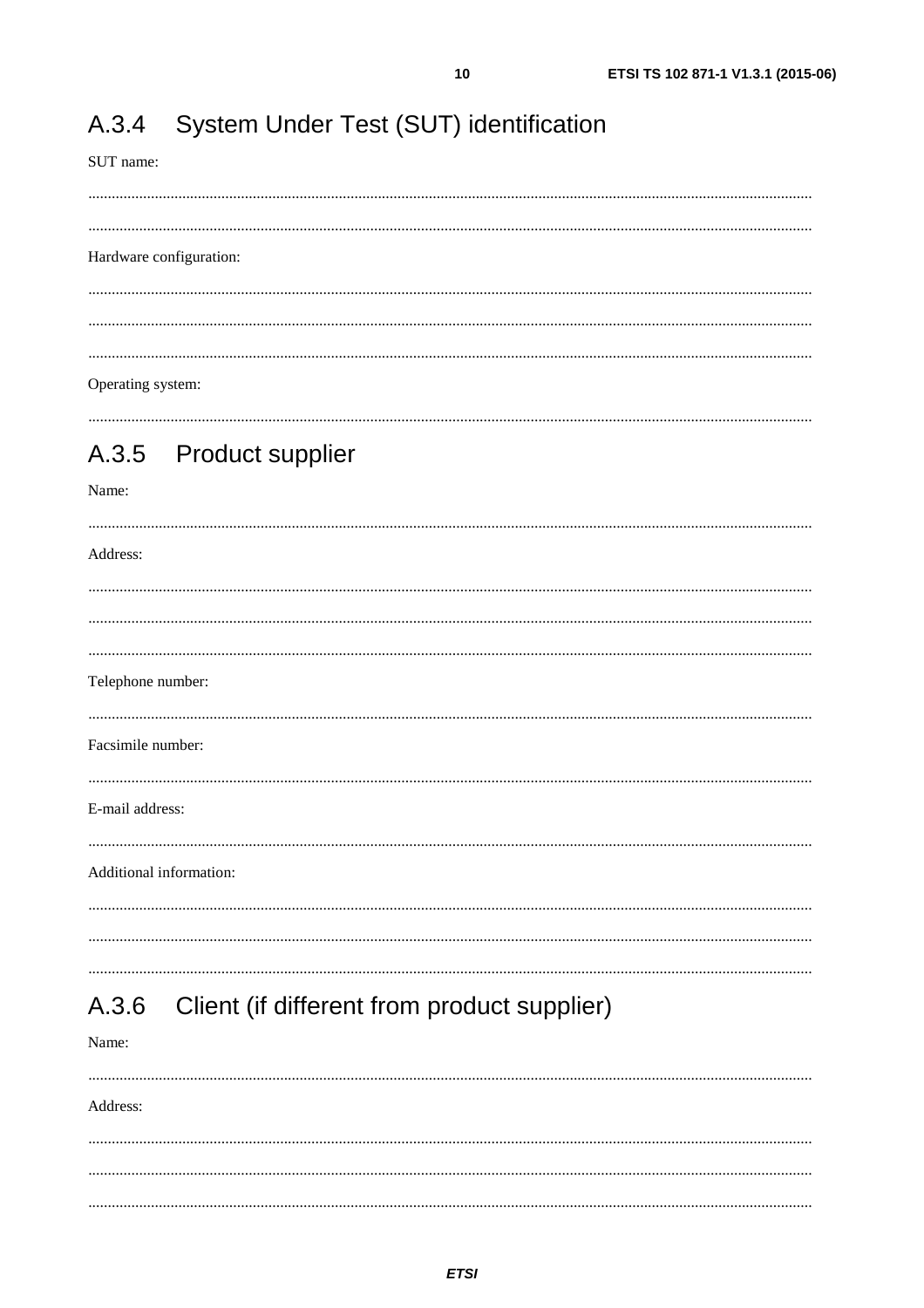## A.3.4 System Under Test (SUT) identification

SUT name:

.......................................................................................................................................................................

.......................................................................................................................................................................

Hardware configuration:

.......................................................................................................................................................................

.......................................................................................................................................................................

.......................................................................................................................................................................

Operating system:

.......................................................................................................................................................................

## A.3.5 Product supplier

Name:

.......................................................................................................................................................................

Address:

.......................................................................................................................................................................

.......................................................................................................................................................................

.......................................................................................................................................................................

Telephone number:

.......................................................................................................................................................................

Facsimile number:

.......................................................................................................................................................................

E-mail address:

.......................................................................................................................................................................

Additional information:

.......................................................................................................................................................................

.......................................................................................................................................................................

.......................................................................................................................................................................

## A.3.6 Client (if different from product supplier)

Name:

.......................................................................................................................................................................

Address:

.......................................................................................................................................................................

.......................................................................................................................................................................

.......................................................................................................................................................................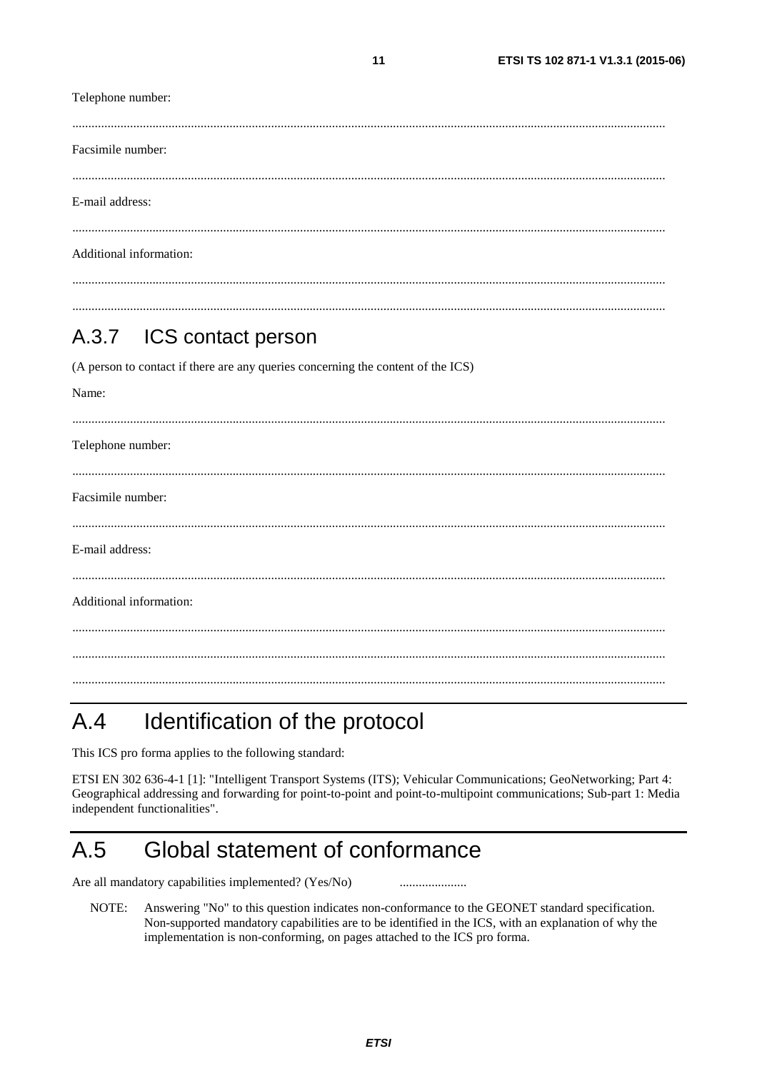Telephone number:

........................................................................................................................................................................

Facsimile number:

........................................................................................................................................................................

E-mail address:

........................................................................................................................................................................

Additional information:

........................................................................................................................................................................

........................................................................................................................................................................

### A.3.7 ICS contact person

(A person to contact if there are any queries concerning the content of the ICS)

Name:

........................................................................................................................................................................

Telephone number:

........................................................................................................................................................................

Facsimile number:

........................................................................................................................................................................

E-mail address:

........................................................................................................................................................................

Additional information:

........................................................................................................................................................................

........................................................................................................................................................................

........................................................................................................................................................................

# A.4 Identification of the protocol

This ICS pro forma applies to the following standard:

ETSI EN 302 636-4-1 [1]: "Intelligent Transport Systems (ITS); Vehicular Communications; GeoNetworking; Part 4: Geographical addressing and forwarding for point-to-point and point-to-multipoint communications; Sub-part 1: Media independent functionalities".

# A.5 Global statement of conformance

Are all mandatory capabilities implemented? (Yes/No) .....................

NOTE: Answering "No" to this question indicates non-conformance to the GEONET standard specification. Non-supported mandatory capabilities are to be identified in the ICS, with an explanation of why the implementation is non-conforming, on pages attached to the ICS pro forma.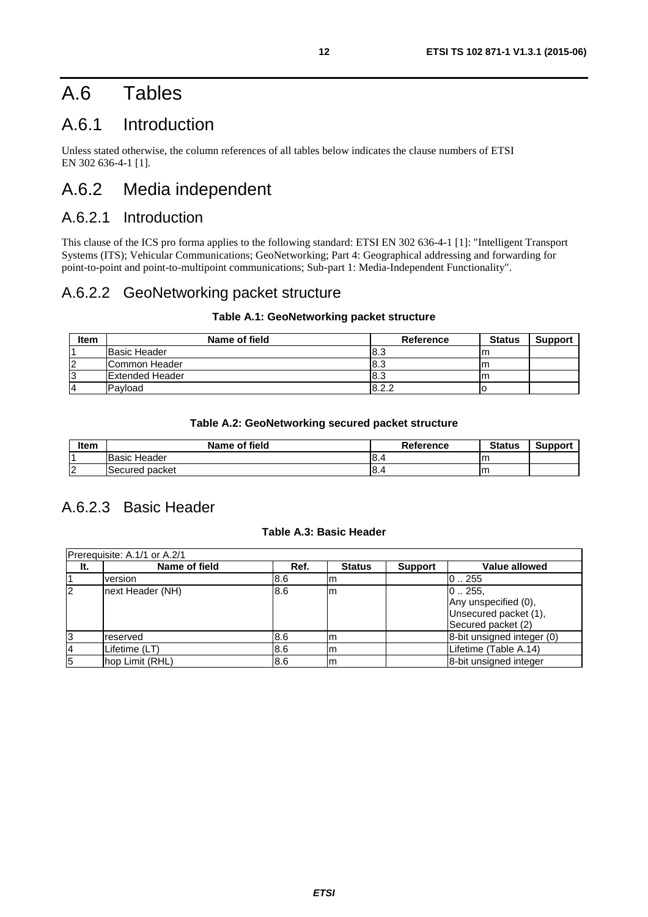# A.6 Tables

## A.6.1 Introduction

Unless stated otherwise, the column references of all tables below indicates the clause numbers of ETSI EN 302 636-4-1 [1].

## A.6.2 Media independent

### A.6.2.1 Introduction

This clause of the ICS pro forma applies to the following standard: ETSI EN 302 636-4-1 [1]: "Intelligent Transport Systems (ITS); Vehicular Communications; GeoNetworking; Part 4: Geographical addressing and forwarding for point-to-point and point-to-multipoint communications; Sub-part 1: Media-Independent Functionality".

### A.6.2.2 GeoNetworking packet structure

**Table A.1: GeoNetworking packet structure**

| Item | Name of field | Reference | Status | Support |
|---|---|---|---|---|
| 1 | Basic Header | 8.3 | m | |
| 2 | Common Header | 8.3 | m | |
| 3 | Extended Header | 8.3 | m | |
| 4 | Payload | 8.2.2 | o | |

**Table A.2: GeoNetworking secured packet structure**

| Item | Name of field | Reference | Status | Support |
|---|---|---|---|---|
| 1 | Basic Header | 8.4 | m | |
| 2 | Secured packet | 8.4 | m | |

### A.6.2.3 Basic Header

**Table A.3: Basic Header**

| Prerequisite: A.1/1 or A.2/1 | | | | | |
|---|---|---|---|---|---|
| **It.** | **Name of field** | **Ref.** | **Status** | **Support** | **Value allowed** |
| 1 | version | 8.6 | m | | 0 .. 255 |
| 2 | next Header (NH) | 8.6 | m | | 0 .. 255,<br>Any unspecified (0),<br>Unsecured packet (1),<br>Secured packet (2) |
| 3 | reserved | 8.6 | m | | 8-bit unsigned integer (0) |
| 4 | Lifetime (LT) | 8.6 | m | | Lifetime (Table A.14) |
| 5 | hop Limit (RHL) | 8.6 | m | | 8-bit unsigned integer |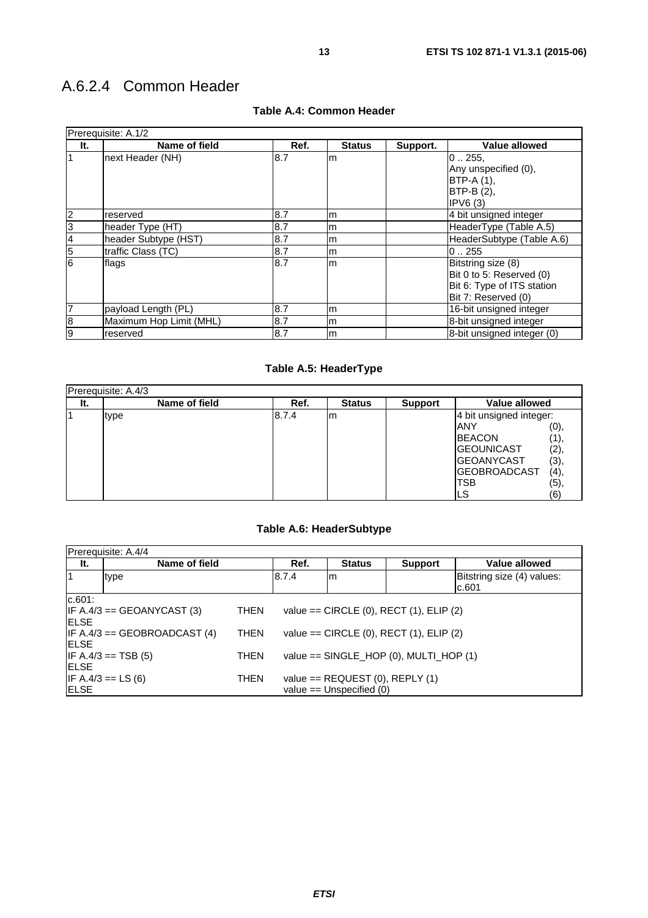## A.6.2.4 Common Header

**Table A.4: Common Header**

| Prerequisite: A.1/2 | | | | | |
|---|---|---|---|---|---|
| **It.** | **Name of field** | **Ref.** | **Status** | **Support.** | **Value allowed** |
| 1 | next Header (NH) | 8.7 | m | | 0 .. 255,<br>Any unspecified (0),<br>BTP-A (1),<br>BTP-B (2),<br>IPV6 (3) |
| 2 | reserved | 8.7 | m | | 4 bit unsigned integer |
| 3 | header Type (HT) | 8.7 | m | | HeaderType (Table A.5) |
| 4 | header Subtype (HST) | 8.7 | m | | HeaderSubtype (Table A.6) |
| 5 | traffic Class (TC) | 8.7 | m | | 0 .. 255 |
| 6 | flags | 8.7 | m | | Bitstring size (8)<br>Bit 0 to 5: Reserved (0)<br>Bit 6: Type of ITS station<br>Bit 7: Reserved (0) |
| 7 | payload Length (PL) | 8.7 | m | | 16-bit unsigned integer |
| 8 | Maximum Hop Limit (MHL) | 8.7 | m | | 8-bit unsigned integer |
| 9 | reserved | 8.7 | m | | 8-bit unsigned integer (0) |

**Table A.5: HeaderType**

| Prerequisite: A.4/3 | | | | | |
|---|---|---|---|---|---|
| **It.** | **Name of field** | **Ref.** | **Status** | **Support** | **Value allowed** |
| 1 | type | 8.7.4 | m | | 4 bit unsigned integer:<br>ANY (0),<br>BEACON (1),<br>GEOUNICAST (2),<br>GEOANYCAST (3),<br>GEOBROADCAST (4),<br>TSB (5),<br>LS (6) |

**Table A.6: HeaderSubtype**

| Prerequisite: A.4/4 | | | | | |
|---|---|---|---|---|---|
| **It.** | **Name of field** | **Ref.** | **Status** | **Support** | **Value allowed** |
| 1 | type | 8.7.4 | m | | Bitstring size (4) values: c.601 |
| c.601:<br>IF A.4/3 == GEOANYCAST (3) THEN value == CIRCLE (0), RECT (1), ELIP (2)<br>ELSE<br>IF A.4/3 == GEOBROADCAST (4) THEN value == CIRCLE (0), RECT (1), ELIP (2)<br>ELSE<br>IF A.4/3 == TSB (5) THEN value == SINGLE_HOP (0), MULTI_HOP (1)<br>ELSE<br>IF A.4/3 == LS (6) THEN value == REQUEST (0), REPLY (1)<br>ELSE value == Unspecified (0) | | | | | |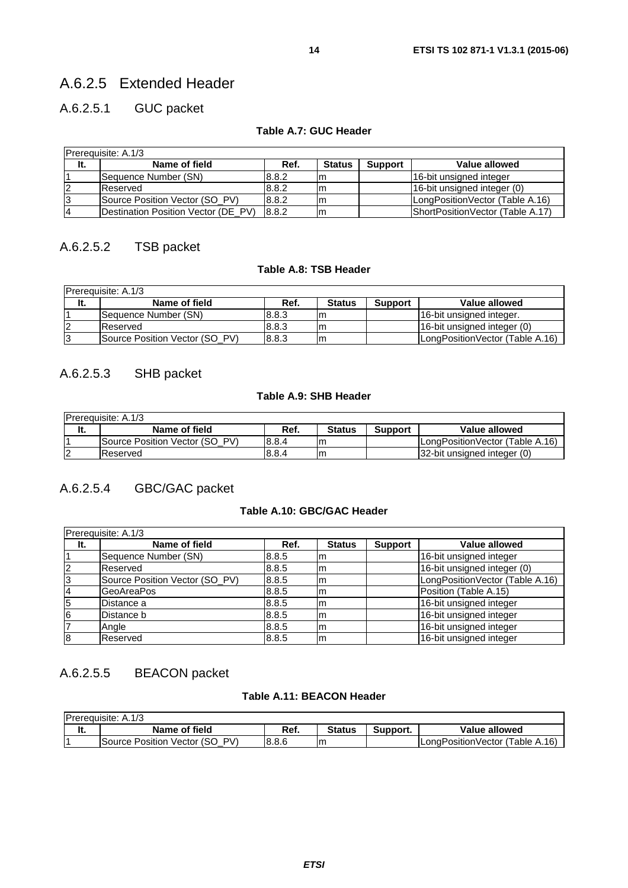## A.6.2.5 Extended Header

### A.6.2.5.1 GUC packet

**Table A.7: GUC Header**

| Prerequisite: A.1/3 | | | | | |
|---|---|---|---|---|---|
| **It.** | **Name of field** | **Ref.** | **Status** | **Support** | **Value allowed** |
| 1 | Sequence Number (SN) | 8.8.2 | m | | 16-bit unsigned integer |
| 2 | Reserved | 8.8.2 | m | | 16-bit unsigned integer (0) |
| 3 | Source Position Vector (SO_PV) | 8.8.2 | m | | LongPositionVector (Table A.16) |
| 4 | Destination Position Vector (DE_PV) | 8.8.2 | m | | ShortPositionVector (Table A.17) |

### A.6.2.5.2 TSB packet

**Table A.8: TSB Header**

| Prerequisite: A.1/3 | | | | | |
|---|---|---|---|---|---|
| **It.** | **Name of field** | **Ref.** | **Status** | **Support** | **Value allowed** |
| 1 | Sequence Number (SN) | 8.8.3 | m | | 16-bit unsigned integer. |
| 2 | Reserved | 8.8.3 | m | | 16-bit unsigned integer (0) |
| 3 | Source Position Vector (SO_PV) | 8.8.3 | m | | LongPositionVector (Table A.16) |

### A.6.2.5.3 SHB packet

**Table A.9: SHB Header**

| Prerequisite: A.1/3 | | | | | |
|---|---|---|---|---|---|
| **It.** | **Name of field** | **Ref.** | **Status** | **Support** | **Value allowed** |
| 1 | Source Position Vector (SO_PV) | 8.8.4 | m | | LongPositionVector (Table A.16) |
| 2 | Reserved | 8.8.4 | m | | 32-bit unsigned integer (0) |

### A.6.2.5.4 GBC/GAC packet

**Table A.10: GBC/GAC Header**

| Prerequisite: A.1/3 | | | | | |
|---|---|---|---|---|---|
| **It.** | **Name of field** | **Ref.** | **Status** | **Support** | **Value allowed** |
| 1 | Sequence Number (SN) | 8.8.5 | m | | 16-bit unsigned integer |
| 2 | Reserved | 8.8.5 | m | | 16-bit unsigned integer (0) |
| 3 | Source Position Vector (SO_PV) | 8.8.5 | m | | LongPositionVector (Table A.16) |
| 4 | GeoAreaPos | 8.8.5 | m | | Position (Table A.15) |
| 5 | Distance a | 8.8.5 | m | | 16-bit unsigned integer |
| 6 | Distance b | 8.8.5 | m | | 16-bit unsigned integer |
| 7 | Angle | 8.8.5 | m | | 16-bit unsigned integer |
| 8 | Reserved | 8.8.5 | m | | 16-bit unsigned integer |

### A.6.2.5.5 BEACON packet

**Table A.11: BEACON Header**

| Prerequisite: A.1/3 | | | | | |
|---|---|---|---|---|---|
| **It.** | **Name of field** | **Ref.** | **Status** | **Support.** | **Value allowed** |
| 1 | Source Position Vector (SO_PV) | 8.8.6 | m | | LongPositionVector (Table A.16) |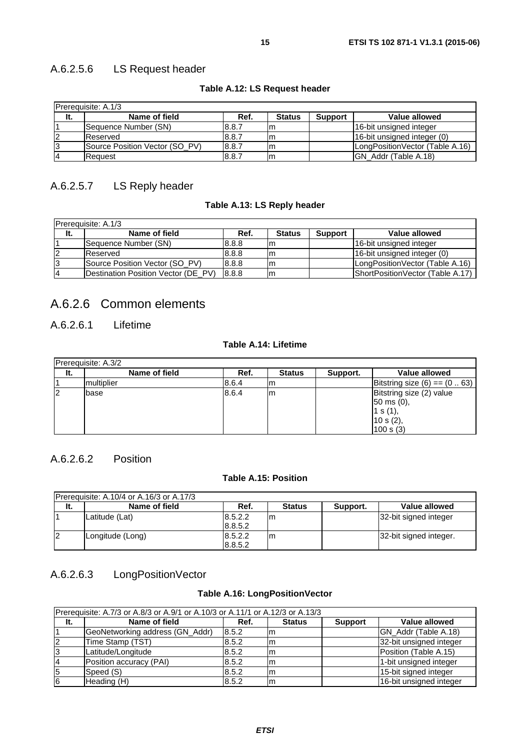### A.6.2.5.6 LS Request header

**Table A.12: LS Request header**

| Prerequisite: A.1/3 | | | | | |
|---|---|---|---|---|---|
| **It.** | **Name of field** | **Ref.** | **Status** | **Support** | **Value allowed** |
| 1 | Sequence Number (SN) | 8.8.7 | m | | 16-bit unsigned integer |
| 2 | Reserved | 8.8.7 | m | | 16-bit unsigned integer (0) |
| 3 | Source Position Vector (SO_PV) | 8.8.7 | m | | LongPositionVector (Table A.16) |
| 4 | Request | 8.8.7 | m | | GN_Addr (Table A.18) |

### A.6.2.5.7 LS Reply header

**Table A.13: LS Reply header**

| Prerequisite: A.1/3 | | | | | |
|---|---|---|---|---|---|
| **It.** | **Name of field** | **Ref.** | **Status** | **Support** | **Value allowed** |
| 1 | Sequence Number (SN) | 8.8.8 | m | | 16-bit unsigned integer |
| 2 | Reserved | 8.8.8 | m | | 16-bit unsigned integer (0) |
| 3 | Source Position Vector (SO_PV) | 8.8.8 | m | | LongPositionVector (Table A.16) |
| 4 | Destination Position Vector (DE_PV) | 8.8.8 | m | | ShortPositionVector (Table A.17) |

## A.6.2.6 Common elements

### A.6.2.6.1 Lifetime

**Table A.14: Lifetime**

| Prerequisite: A.3/2 | | | | | |
|---|---|---|---|---|---|
| **It.** | **Name of field** | **Ref.** | **Status** | **Support.** | **Value allowed** |
| 1 | multiplier | 8.6.4 | m | | Bitstring size (6) == (0 .. 63) |
| 2 | base | 8.6.4 | m | | Bitstring size (2) value<br>50 ms (0),<br>1 s (1),<br>10 s (2),<br>100 s (3) |

### A.6.2.6.2 Position

**Table A.15: Position**

| Prerequisite: A.10/4 or A.16/3 or A.17/3 | | | | | |
|---|---|---|---|---|---|
| **It.** | **Name of field** | **Ref.** | **Status** | **Support.** | **Value allowed** |
| 1 | Latitude (Lat) | 8.5.2.2<br>8.8.5.2 | m | | 32-bit signed integer |
| 2 | Longitude (Long) | 8.5.2.2<br>8.8.5.2 | m | | 32-bit signed integer. |

### A.6.2.6.3 LongPositionVector

**Table A.16: LongPositionVector**

| Prerequisite: A.7/3 or A.8/3 or A.9/1 or A.10/3 or A.11/1 or A.12/3 or A.13/3 | | | | | |
|---|---|---|---|---|---|
| **It.** | **Name of field** | **Ref.** | **Status** | **Support** | **Value allowed** |
| 1 | GeoNetworking address (GN_Addr) | 8.5.2 | m | | GN_Addr (Table A.18) |
| 2 | Time Stamp (TST) | 8.5.2 | m | | 32-bit unsigned integer |
| 3 | Latitude/Longitude | 8.5.2 | m | | Position (Table A.15) |
| 4 | Position accuracy (PAI) | 8.5.2 | m | | 1-bit unsigned integer |
| 5 | Speed (S) | 8.5.2 | m | | 15-bit signed integer |
| 6 | Heading (H) | 8.5.2 | m | | 16-bit unsigned integer |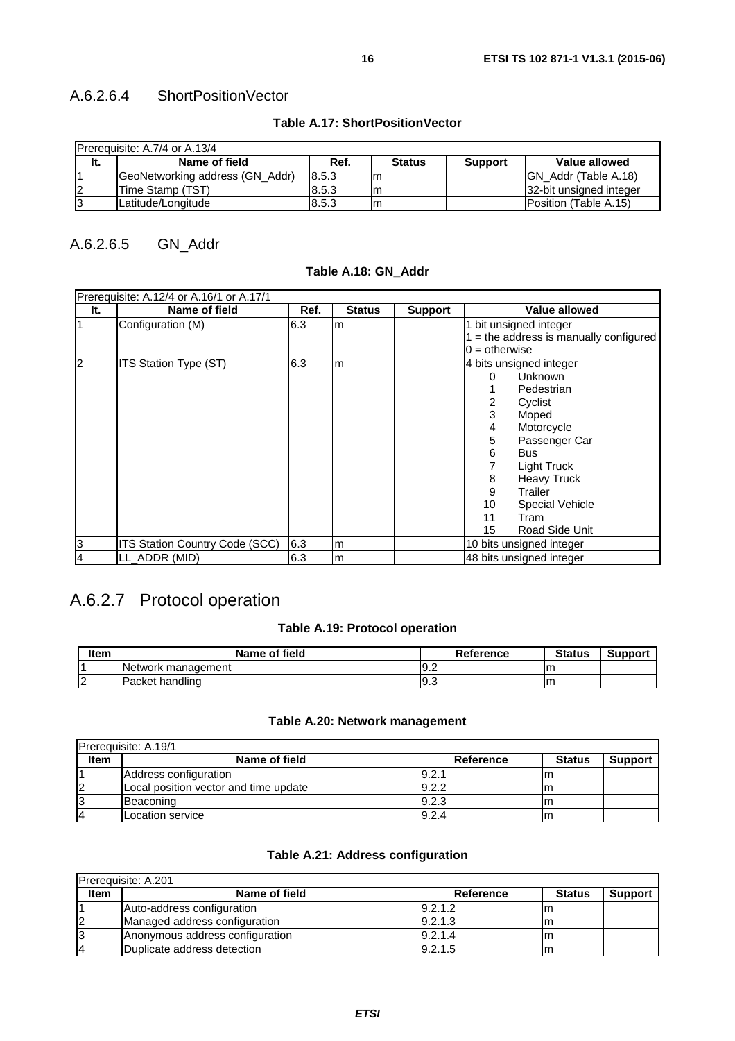### A.6.2.6.4 ShortPositionVector

**Table A.17: ShortPositionVector**

| Prerequisite: A.7/4 or A.13/4 | | | | | |
|---|---|---|---|---|---|
| **It.** | **Name of field** | **Ref.** | **Status** | **Support** | **Value allowed** |
| 1 | GeoNetworking address (GN_Addr) | 8.5.3 | m | | GN_Addr (Table A.18) |
| 2 | Time Stamp (TST) | 8.5.3 | m | | 32-bit unsigned integer |
| 3 | Latitude/Longitude | 8.5.3 | m | | Position (Table A.15) |

### A.6.2.6.5 GN_Addr

**Table A.18: GN_Addr**

| Prerequisite: A.12/4 or A.16/1 or A.17/1 | | | | | |
|---|---|---|---|---|---|
| **It.** | **Name of field** | **Ref.** | **Status** | **Support** | **Value allowed** |
| 1 | Configuration (M) | 6.3 | m | | 1 bit unsigned integer<br>1 = the address is manually configured<br>0 = otherwise |
| 2 | ITS Station Type (ST) | 6.3 | m | | 4 bits unsigned integer<br>0 Unknown<br>1 Pedestrian<br>2 Cyclist<br>3 Moped<br>4 Motorcycle<br>5 Passenger Car<br>6 Bus<br>7 Light Truck<br>8 Heavy Truck<br>9 Trailer<br>10 Special Vehicle<br>11 Tram<br>15 Road Side Unit |
| 3 | ITS Station Country Code (SCC) | 6.3 | m | | 10 bits unsigned integer |
| 4 | LL_ADDR (MID) | 6.3 | m | | 48 bits unsigned integer |

## A.6.2.7 Protocol operation

**Table A.19: Protocol operation**

| **Item** | **Name of field** | **Reference** | **Status** | **Support** |
|---|---|---|---|---|
| 1 | Network management | 9.2 | m | |
| 2 | Packet handling | 9.3 | m | |

**Table A.20: Network management**

| Prerequisite: A.19/1 | | | | |
|---|---|---|---|---|
| **Item** | **Name of field** | **Reference** | **Status** | **Support** |
| 1 | Address configuration | 9.2.1 | m | |
| 2 | Local position vector and time update | 9.2.2 | m | |
| 3 | Beaconing | 9.2.3 | m | |
| 4 | Location service | 9.2.4 | m | |

**Table A.21: Address configuration**

| Prerequisite: A.201 | | | | |
|---|---|---|---|---|
| **Item** | **Name of field** | **Reference** | **Status** | **Support** |
| 1 | Auto-address configuration | 9.2.1.2 | m | |
| 2 | Managed address configuration | 9.2.1.3 | m | |
| 3 | Anonymous address configuration | 9.2.1.4 | m | |
| 4 | Duplicate address detection | 9.2.1.5 | m | |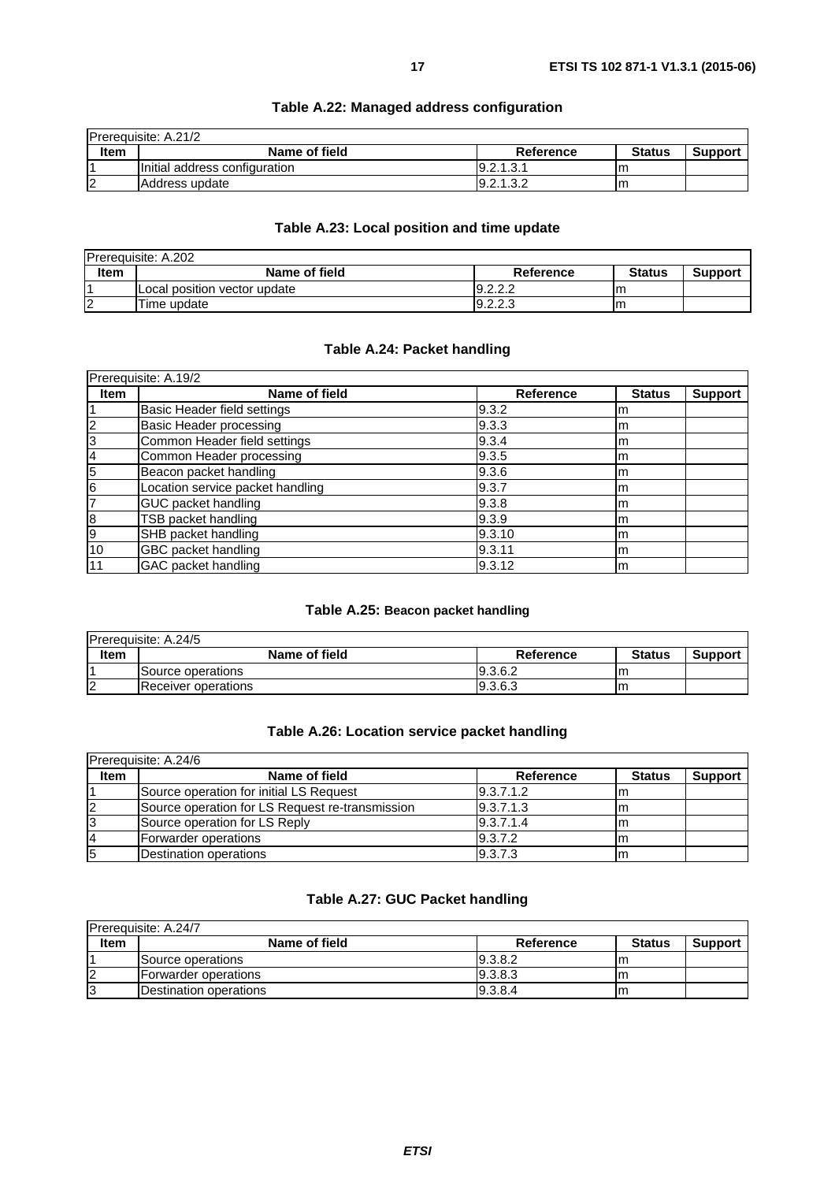### Table A.22: Managed address configuration

| Prerequisite: A.21/2 | | | | |
|---|---|---|---|---|
| **Item** | **Name of field** | **Reference** | **Status** | **Support** |
| 1 | Initial address configuration | 9.2.1.3.1 | m | |
| 2 | Address update | 9.2.1.3.2 | m | |

### Table A.23: Local position and time update

| Prerequisite: A.202 | | | | |
|---|---|---|---|---|
| **Item** | **Name of field** | **Reference** | **Status** | **Support** |
| 1 | Local position vector update | 9.2.2.2 | m | |
| 2 | Time update | 9.2.2.3 | m | |

### Table A.24: Packet handling

| Prerequisite: A.19/2 | | | | |
|---|---|---|---|---|
| **Item** | **Name of field** | **Reference** | **Status** | **Support** |
| 1 | Basic Header field settings | 9.3.2 | m | |
| 2 | Basic Header processing | 9.3.3 | m | |
| 3 | Common Header field settings | 9.3.4 | m | |
| 4 | Common Header processing | 9.3.5 | m | |
| 5 | Beacon packet handling | 9.3.6 | m | |
| 6 | Location service packet handling | 9.3.7 | m | |
| 7 | GUC packet handling | 9.3.8 | m | |
| 8 | TSB packet handling | 9.3.9 | m | |
| 9 | SHB packet handling | 9.3.10 | m | |
| 10 | GBC packet handling | 9.3.11 | m | |
| 11 | GAC packet handling | 9.3.12 | m | |

### Table A.25: Beacon packet handling

| Prerequisite: A.24/5 | | | | |
|---|---|---|---|---|
| **Item** | **Name of field** | **Reference** | **Status** | **Support** |
| 1 | Source operations | 9.3.6.2 | m | |
| 2 | Receiver operations | 9.3.6.3 | m | |

### Table A.26: Location service packet handling

| Prerequisite: A.24/6 | | | | |
|---|---|---|---|---|
| **Item** | **Name of field** | **Reference** | **Status** | **Support** |
| 1 | Source operation for initial LS Request | 9.3.7.1.2 | m | |
| 2 | Source operation for LS Request re-transmission | 9.3.7.1.3 | m | |
| 3 | Source operation for LS Reply | 9.3.7.1.4 | m | |
| 4 | Forwarder operations | 9.3.7.2 | m | |
| 5 | Destination operations | 9.3.7.3 | m | |

### Table A.27: GUC Packet handling

| Prerequisite: A.24/7 | | | | |
|---|---|---|---|---|
| **Item** | **Name of field** | **Reference** | **Status** | **Support** |
| 1 | Source operations | 9.3.8.2 | m | |
| 2 | Forwarder operations | 9.3.8.3 | m | |
| 3 | Destination operations | 9.3.8.4 | m | |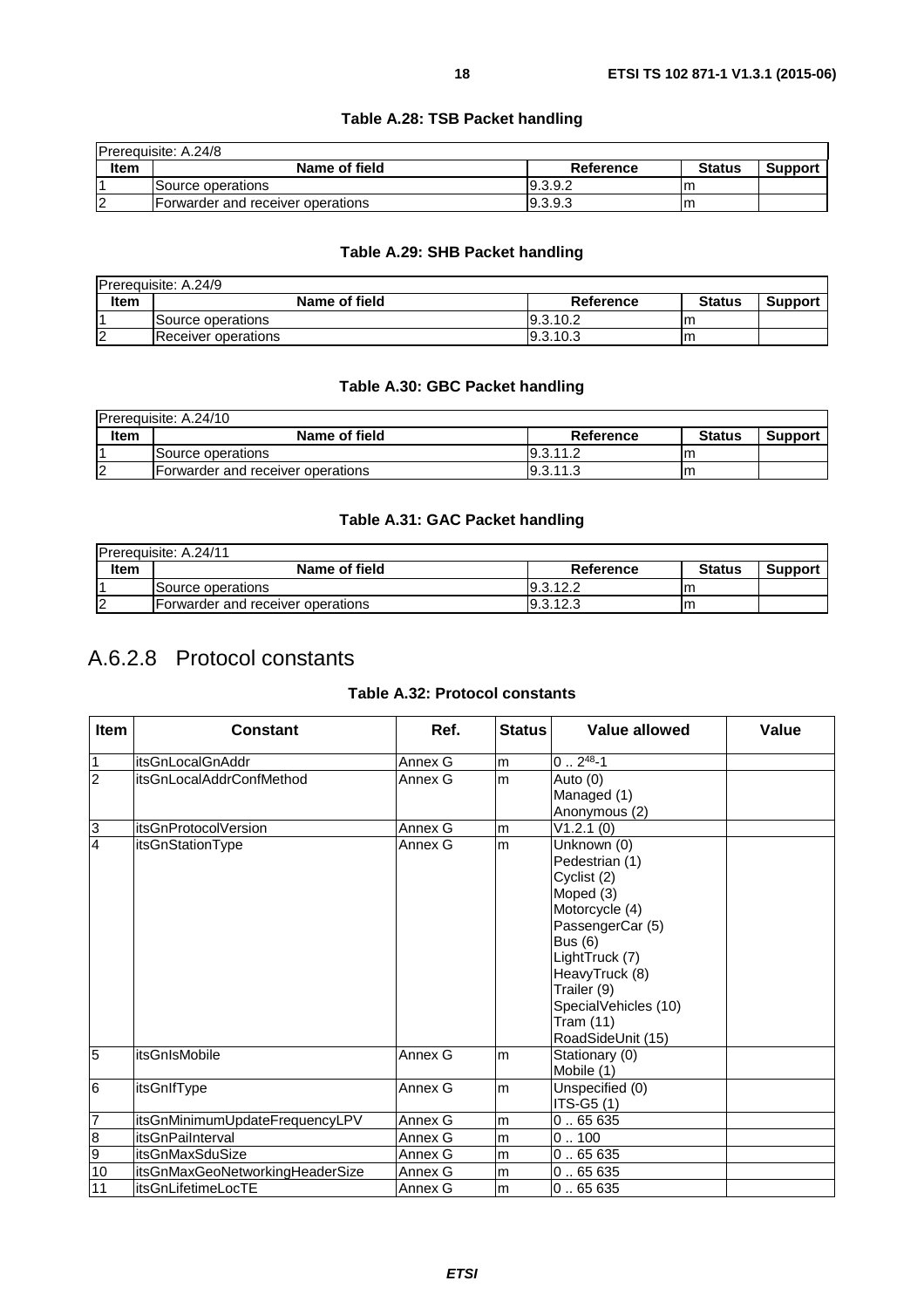**Table A.28: TSB Packet handling**

| Prerequisite: A.24/8 | | | | |
|---|---|---|---|---|
| **Item** | **Name of field** | **Reference** | **Status** | **Support** |
| 1 | Source operations | 9.3.9.2 | m | |
| 2 | Forwarder and receiver operations | 9.3.9.3 | m | |

**Table A.29: SHB Packet handling**

| Prerequisite: A.24/9 | | | | |
|---|---|---|---|---|
| **Item** | **Name of field** | **Reference** | **Status** | **Support** |
| 1 | Source operations | 9.3.10.2 | m | |
| 2 | Receiver operations | 9.3.10.3 | m | |

**Table A.30: GBC Packet handling**

| Prerequisite: A.24/10 | | | | |
|---|---|---|---|---|
| **Item** | **Name of field** | **Reference** | **Status** | **Support** |
| 1 | Source operations | 9.3.11.2 | m | |
| 2 | Forwarder and receiver operations | 9.3.11.3 | m | |

**Table A.31: GAC Packet handling**

| Prerequisite: A.24/11 | | | | |
|---|---|---|---|---|
| **Item** | **Name of field** | **Reference** | **Status** | **Support** |
| 1 | Source operations | 9.3.12.2 | m | |
| 2 | Forwarder and receiver operations | 9.3.12.3 | m | |

## A.6.2.8 Protocol constants

**Table A.32: Protocol constants**

| Item | Constant | Ref. | Status | Value allowed | Value |
|---|---|---|---|---|---|
| 1 | itsGnLocalGnAddr | Annex G | m | 0 .. $2^{48}$-1 | |
| 2 | itsGnLocalAddrConfMethod | Annex G | m | Auto (0)<br>Managed (1)<br>Anonymous (2) | |
| 3 | itsGnProtocolVersion | Annex G | m | V1.2.1 (0) | |
| 4 | itsGnStationType | Annex G | m | Unknown (0)<br>Pedestrian (1)<br>Cyclist (2)<br>Moped (3)<br>Motorcycle (4)<br>PassengerCar (5)<br>Bus (6)<br>LightTruck (7)<br>HeavyTruck (8)<br>Trailer (9)<br>SpecialVehicles (10)<br>Tram (11)<br>RoadSideUnit (15) | |
| 5 | itsGnIsMobile | Annex G | m | Stationary (0)<br>Mobile (1) | |
| 6 | itsGnIfType | Annex G | m | Unspecified (0)<br>ITS-G5 (1) | |
| 7 | itsGnMinimumUpdateFrequencyLPV | Annex G | m | 0 .. 65 635 | |
| 8 | itsGnPaiInterval | Annex G | m | 0 .. 100 | |
| 9 | itsGnMaxSduSize | Annex G | m | 0 .. 65 635 | |
| 10 | itsGnMaxGeoNetworkingHeaderSize | Annex G | m | 0 .. 65 635 | |
| 11 | itsGnLifetimeLocTE | Annex G | m | 0 .. 65 635 | |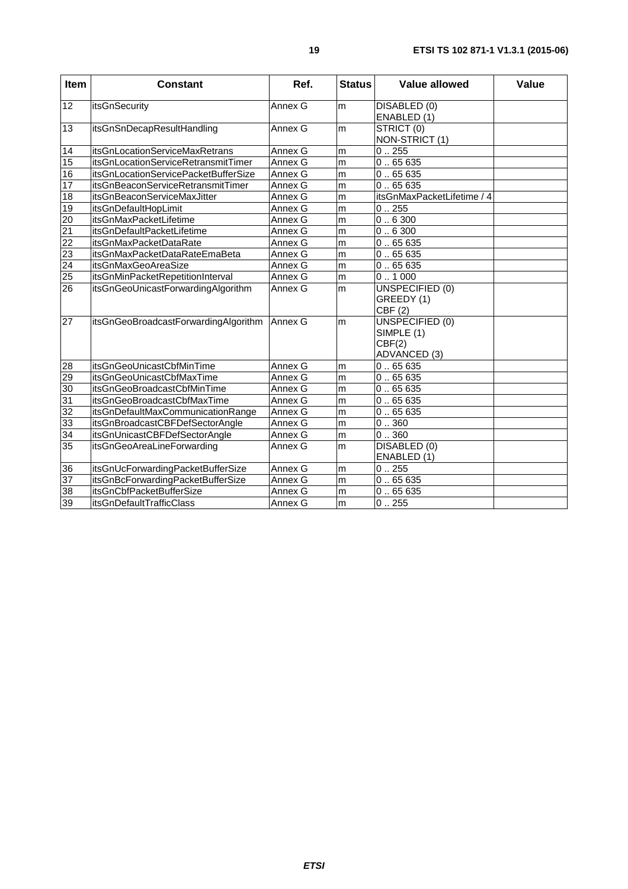| Item | Constant | Ref. | Status | Value allowed | Value |
|---|---|---|---|---|---|
| 12 | itsGnSecurity | Annex G | m | DISABLED (0)<br>ENABLED (1) | |
| 13 | itsGnSnDecapResultHandling | Annex G | m | STRICT (0)<br>NON-STRICT (1) | |
| 14 | itsGnLocationServiceMaxRetrans | Annex G | m | 0 .. 255 | |
| 15 | itsGnLocationServiceRetransmitTimer | Annex G | m | 0 .. 65 635 | |
| 16 | itsGnLocationServicePacketBufferSize | Annex G | m | 0 .. 65 635 | |
| 17 | itsGnBeaconServiceRetransmitTimer | Annex G | m | 0 .. 65 635 | |
| 18 | itsGnBeaconServiceMaxJitter | Annex G | m | itsGnMaxPacketLifetime / 4 | |
| 19 | itsGnDefaultHopLimit | Annex G | m | 0 .. 255 | |
| 20 | itsGnMaxPacketLifetime | Annex G | m | 0 .. 6 300 | |
| 21 | itsGnDefaultPacketLifetime | Annex G | m | 0 .. 6 300 | |
| 22 | itsGnMaxPacketDataRate | Annex G | m | 0 .. 65 635 | |
| 23 | itsGnMaxPacketDataRateEmaBeta | Annex G | m | 0 .. 65 635 | |
| 24 | itsGnMaxGeoAreaSize | Annex G | m | 0 .. 65 635 | |
| 25 | itsGnMinPacketRepetitionInterval | Annex G | m | 0 .. 1 000 | |
| 26 | itsGnGeoUnicastForwardingAlgorithm | Annex G | m | UNSPECIFIED (0)<br>GREEDY (1)<br>CBF (2) | |
| 27 | itsGnGeoBroadcastForwardingAlgorithm | Annex G | m | UNSPECIFIED (0)<br>SIMPLE (1)<br>CBF(2)<br>ADVANCED (3) | |
| 28 | itsGnGeoUnicastCbfMinTime | Annex G | m | 0 .. 65 635 | |
| 29 | itsGnGeoUnicastCbfMaxTime | Annex G | m | 0 .. 65 635 | |
| 30 | itsGnGeoBroadcastCbfMinTime | Annex G | m | 0 .. 65 635 | |
| 31 | itsGnGeoBroadcastCbfMaxTime | Annex G | m | 0 .. 65 635 | |
| 32 | itsGnDefaultMaxCommunicationRange | Annex G | m | 0 .. 65 635 | |
| 33 | itsGnBroadcastCBFDefSectorAngle | Annex G | m | 0 .. 360 | |
| 34 | itsGnUnicastCBFDefSectorAngle | Annex G | m | 0 .. 360 | |
| 35 | itsGnGeoAreaLineForwarding | Annex G | m | DISABLED (0)<br>ENABLED (1) | |
| 36 | itsGnUcForwardingPacketBufferSize | Annex G | m | 0 .. 255 | |
| 37 | itsGnBcForwardingPacketBufferSize | Annex G | m | 0 .. 65 635 | |
| 38 | itsGnCbfPacketBufferSize | Annex G | m | 0 .. 65 635 | |
| 39 | itsGnDefaultTrafficClass | Annex G | m | 0 .. 255 | |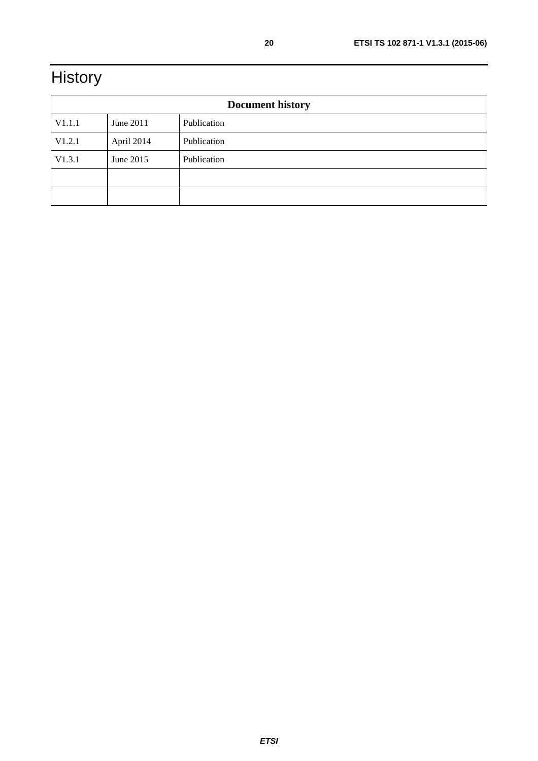# History

| Document history | | |
|---|---|---|
| V1.1.1 | June 2011 | Publication |
| V1.2.1 | April 2014 | Publication |
| V1.3.1 | June 2015 | Publication |
| | | |
| | | |